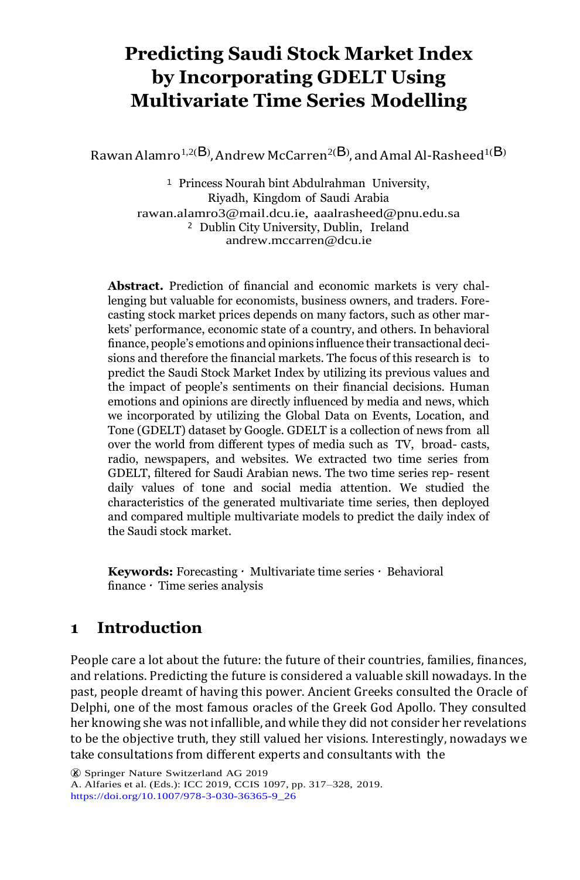# Predicting Saudi Stock Market Index by Incorporating GDELT Using Multivariate Time Series Modelling

Rawan Alamro[1,2](B), Andrew McCarren[2](B), and Amal Al-Rasheed[1](B)

[1] Princess Nourah bint Abdulrahman University, Riyadh, Kingdom of Saudi Arabia
rawan.alamro3@mail.dcu.ie, aaalrasheed@pnu.edu.sa
[2] Dublin City University, Dublin, Ireland
andrew.mccarren@dcu.ie

**Abstract.** Prediction of financial and economic markets is very challenging but valuable for economists, business owners, and traders. Forecasting stock market prices depends on many factors, such as other markets' performance, economic state of a country, and others. In behavioral finance, people's emotions and opinions influence their transactional decisions and therefore the financial markets. The focus of this research is to predict the Saudi Stock Market Index by utilizing its previous values and the impact of people's sentiments on their financial decisions. Human emotions and opinions are directly influenced by media and news, which we incorporated by utilizing the Global Data on Events, Location, and Tone (GDELT) dataset by Google. GDELT is a collection of news from all over the world from different types of media such as TV, broad- casts, radio, newspapers, and websites. We extracted two time series from GDELT, filtered for Saudi Arabian news. The two time series rep- resent daily values of tone and social media attention. We studied the characteristics of the generated multivariate time series, then deployed and compared multiple multivariate models to predict the daily index of the Saudi stock market.

**Keywords:** Forecasting · Multivariate time series · Behavioral finance · Time series analysis

## 1 Introduction

People care a lot about the future: the future of their countries, families, finances, and relations. Predicting the future is considered a valuable skill nowadays. In the past, people dreamt of having this power. Ancient Greeks consulted the Oracle of Delphi, one of the most famous oracles of the Greek God Apollo. They consulted her knowing she was not infallible, and while they did not consider her revelations to be the objective truth, they still valued her visions. Interestingly, nowadays we take consultations from different experts and consultants with the

© Springer Nature Switzerland AG 2019
A. Alfaries et al. (Eds.): ICC 2019, CCIS 1097, pp. 317–328, 2019.
https://doi.org/10.1007/978-3-030-36365-9_26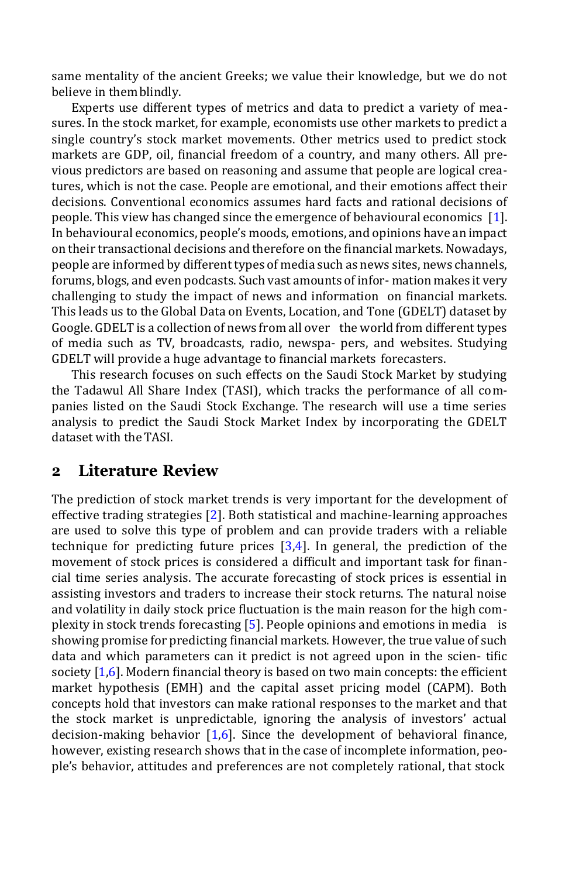same mentality of the ancient Greeks; we value their knowledge, but we do not believe in them blindly.

Experts use different types of metrics and data to predict a variety of measures. In the stock market, for example, economists use other markets to predict a single country's stock market movements. Other metrics used to predict stock markets are GDP, oil, financial freedom of a country, and many others. All previous predictors are based on reasoning and assume that people are logical creatures, which is not the case. People are emotional, and their emotions affect their decisions. Conventional economics assumes hard facts and rational decisions of people. This view has changed since the emergence of behavioural economics [1]. In behavioural economics, people's moods, emotions, and opinions have an impact on their transactional decisions and therefore on the financial markets. Nowadays, people are informed by different types of media such as news sites, news channels, forums, blogs, and even podcasts. Such vast amounts of information makes it very challenging to study the impact of news and information on financial markets. This leads us to the Global Data on Events, Location, and Tone (GDELT) dataset by Google. GDELT is a collection of news from all over the world from different types of media such as TV, broadcasts, radio, newspapers, and websites. Studying GDELT will provide a huge advantage to financial markets forecasters.

This research focuses on such effects on the Saudi Stock Market by studying the Tadawul All Share Index (TASI), which tracks the performance of all companies listed on the Saudi Stock Exchange. The research will use a time series analysis to predict the Saudi Stock Market Index by incorporating the GDELT dataset with the TASI.

## 2 Literature Review

The prediction of stock market trends is very important for the development of effective trading strategies [2]. Both statistical and machine-learning approaches are used to solve this type of problem and can provide traders with a reliable technique for predicting future prices [3,4]. In general, the prediction of the movement of stock prices is considered a difficult and important task for financial time series analysis. The accurate forecasting of stock prices is essential in assisting investors and traders to increase their stock returns. The natural noise and volatility in daily stock price fluctuation is the main reason for the high complexity in stock trends forecasting [5]. People opinions and emotions in media is showing promise for predicting financial markets. However, the true value of such data and which parameters can it predict is not agreed upon in the scientific society [1,6]. Modern financial theory is based on two main concepts: the efficient market hypothesis (EMH) and the capital asset pricing model (CAPM). Both concepts hold that investors can make rational responses to the market and that the stock market is unpredictable, ignoring the analysis of investors' actual decision-making behavior [1,6]. Since the development of behavioral finance, however, existing research shows that in the case of incomplete information, people's behavior, attitudes and preferences are not completely rational, that stock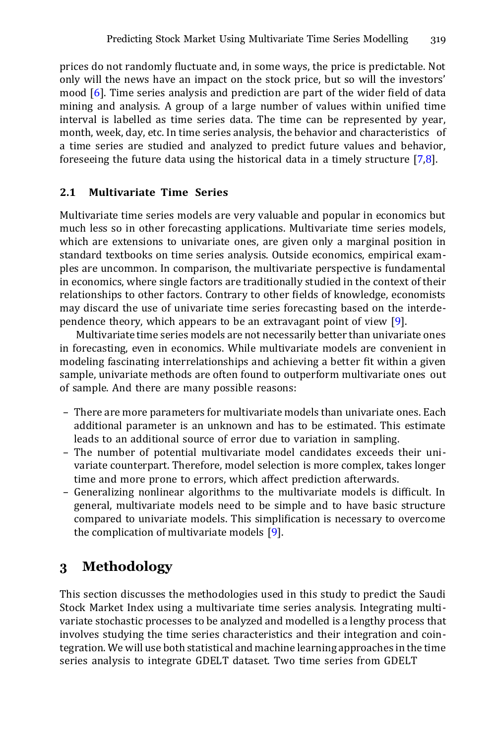prices do not randomly fluctuate and, in some ways, the price is predictable. Not only will the news have an impact on the stock price, but so will the investors' mood [6]. Time series analysis and prediction are part of the wider field of data mining and analysis. A group of a large number of values within unified time interval is labelled as time series data. The time can be represented by year, month, week, day, etc. In time series analysis, the behavior and characteristics of a time series are studied and analyzed to predict future values and behavior, foreseeing the future data using the historical data in a timely structure [7,8].

### 2.1 Multivariate Time Series

Multivariate time series models are very valuable and popular in economics but much less so in other forecasting applications. Multivariate time series models, which are extensions to univariate ones, are given only a marginal position in standard textbooks on time series analysis. Outside economics, empirical examples are uncommon. In comparison, the multivariate perspective is fundamental in economics, where single factors are traditionally studied in the context of their relationships to other factors. Contrary to other fields of knowledge, economists may discard the use of univariate time series forecasting based on the interdependence theory, which appears to be an extravagant point of view [9].

Multivariate time series models are not necessarily better than univariate ones in forecasting, even in economics. While multivariate models are convenient in modeling fascinating interrelationships and achieving a better fit within a given sample, univariate methods are often found to outperform multivariate ones out of sample. And there are many possible reasons:

- There are more parameters for multivariate models than univariate ones. Each additional parameter is an unknown and has to be estimated. This estimate leads to an additional source of error due to variation in sampling.
- The number of potential multivariate model candidates exceeds their univariate counterpart. Therefore, model selection is more complex, takes longer time and more prone to errors, which affect prediction afterwards.
- Generalizing nonlinear algorithms to the multivariate models is difficult. In general, multivariate models need to be simple and to have basic structure compared to univariate models. This simplification is necessary to overcome the complication of multivariate models [9].

## 3 Methodology

This section discusses the methodologies used in this study to predict the Saudi Stock Market Index using a multivariate time series analysis. Integrating multivariate stochastic processes to be analyzed and modelled is a lengthy process that involves studying the time series characteristics and their integration and cointegration. We will use both statistical and machine learning approaches in the time series analysis to integrate GDELT dataset. Two time series from GDELT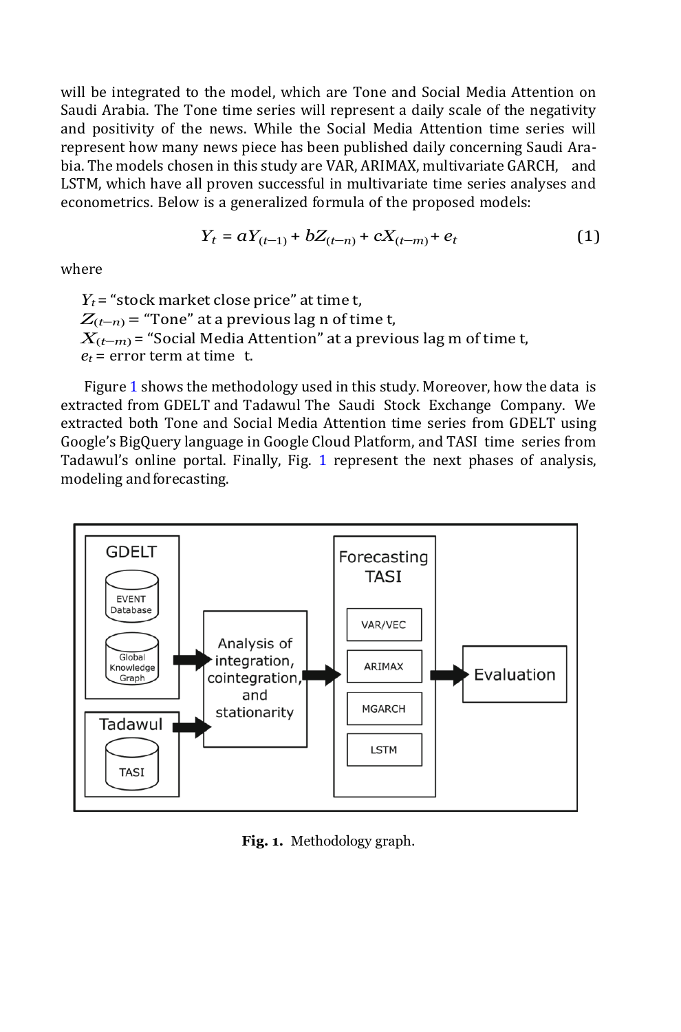will be integrated to the model, which are Tone and Social Media Attention on Saudi Arabia. The Tone time series will represent a daily scale of the negativity and positivity of the news. While the Social Media Attention time series will represent how many news piece has been published daily concerning Saudi Arabia. The models chosen in this study are VAR, ARIMAX, multivariate GARCH, and LSTM, which have all proven successful in multivariate time series analyses and econometrics. Below is a generalized formula of the proposed models:

$$Y_t = aY_{(t-1)} + bZ_{(t-n)} + cX_{(t-m)} + e_t \tag{1}$$

where

$Y_t$ = "stock market close price" at time t,
$Z_{(t-n)}$ = "Tone" at a previous lag n of time t,
$X_{(t-m)}$ = "Social Media Attention" at a previous lag m of time t,
$e_t$ = error term at time t.

Figure 1 shows the methodology used in this study. Moreover, how the data is extracted from GDELT and Tadawul The Saudi Stock Exchange Company. We extracted both Tone and Social Media Attention time series from GDELT using Google's BigQuery language in Google Cloud Platform, and TASI time series from Tadawul's online portal. Finally, Fig. 1 represent the next phases of analysis, modeling and forecasting.

GDELT: EVENT Database, Global Knowledge Graph → Analysis of integration, cointegration, and stationarity ← Tadawul: TASI

Analysis of integration, cointegration, and stationarity → Forecasting TASI: VAR/VEC, ARIMAX, MGARCH, LSTM → Evaluation

**Fig. 1.** Methodology graph.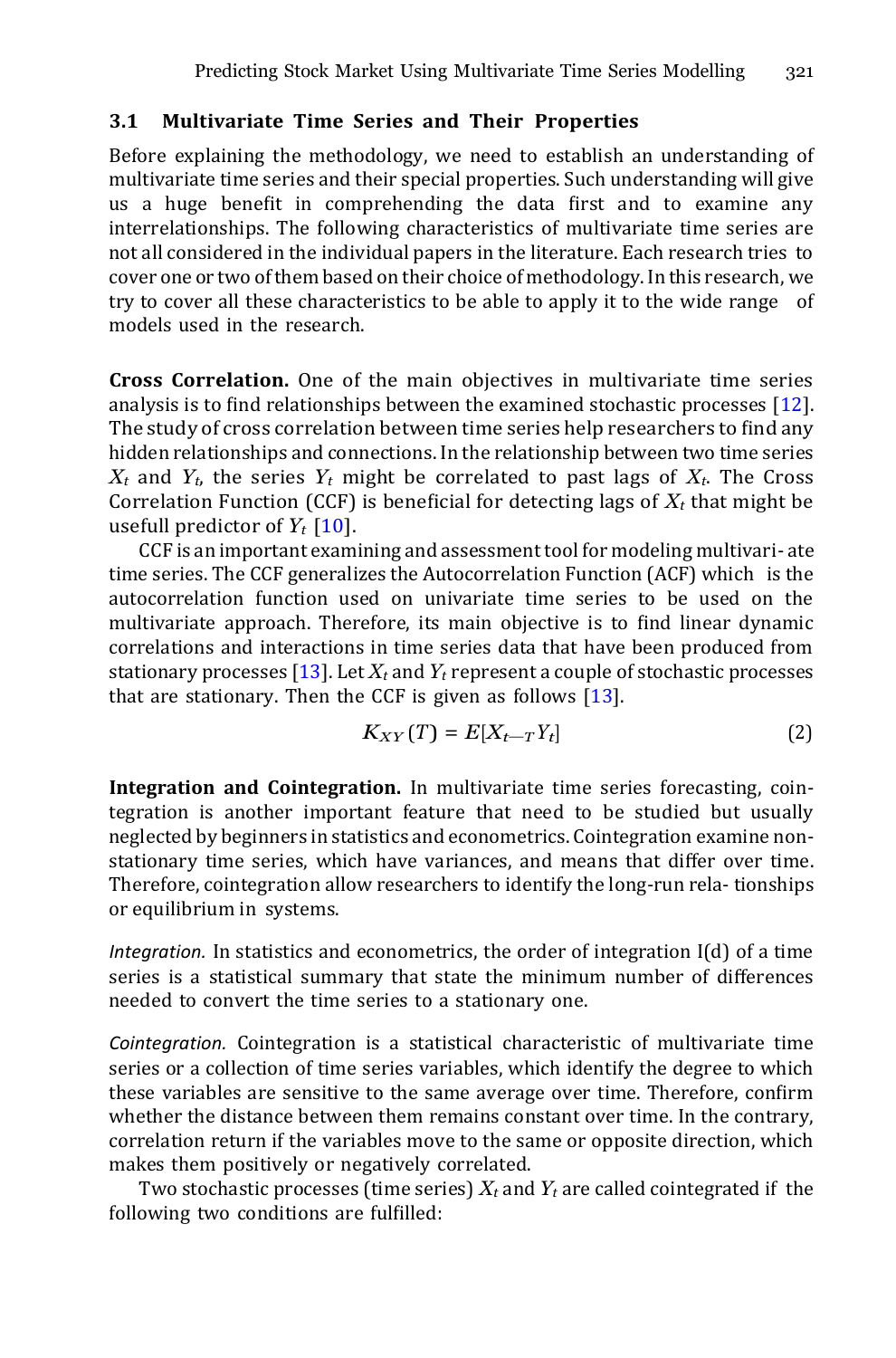### 3.1 Multivariate Time Series and Their Properties

Before explaining the methodology, we need to establish an understanding of multivariate time series and their special properties. Such understanding will give us a huge benefit in comprehending the data first and to examine any interrelationships. The following characteristics of multivariate time series are not all considered in the individual papers in the literature. Each research tries to cover one or two of them based on their choice of methodology. In this research, we try to cover all these characteristics to be able to apply it to the wide range of models used in the research.

**Cross Correlation.** One of the main objectives in multivariate time series analysis is to find relationships between the examined stochastic processes [12]. The study of cross correlation between time series help researchers to find any hidden relationships and connections. In the relationship between two time series $X_t$ and $Y_t$, the series $Y_t$ might be correlated to past lags of $X_t$. The Cross Correlation Function (CCF) is beneficial for detecting lags of $X_t$ that might be usefull predictor of $Y_t$ [10].

CCF is an important examining and assessment tool for modeling multivari- ate time series. The CCF generalizes the Autocorrelation Function (ACF) which is the autocorrelation function used on univariate time series to be used on the multivariate approach. Therefore, its main objective is to find linear dynamic correlations and interactions in time series data that have been produced from stationary processes [13]. Let $X_t$ and $Y_t$ represent a couple of stochastic processes that are stationary. Then the CCF is given as follows [13].

$$K_{XY}(T) = E[X_{t-T}Y_t] \tag{2}$$

**Integration and Cointegration.** In multivariate time series forecasting, cointegration is another important feature that need to be studied but usually neglected by beginners in statistics and econometrics. Cointegration examine non-stationary time series, which have variances, and means that differ over time. Therefore, cointegration allow researchers to identify the long-run rela- tionships or equilibrium in systems.

*Integration.* In statistics and econometrics, the order of integration I(d) of a time series is a statistical summary that state the minimum number of differences needed to convert the time series to a stationary one.

*Cointegration.* Cointegration is a statistical characteristic of multivariate time series or a collection of time series variables, which identify the degree to which these variables are sensitive to the same average over time. Therefore, confirm whether the distance between them remains constant over time. In the contrary, correlation return if the variables move to the same or opposite direction, which makes them positively or negatively correlated.

Two stochastic processes (time series) $X_t$ and $Y_t$ are called cointegrated if the following two conditions are fulfilled: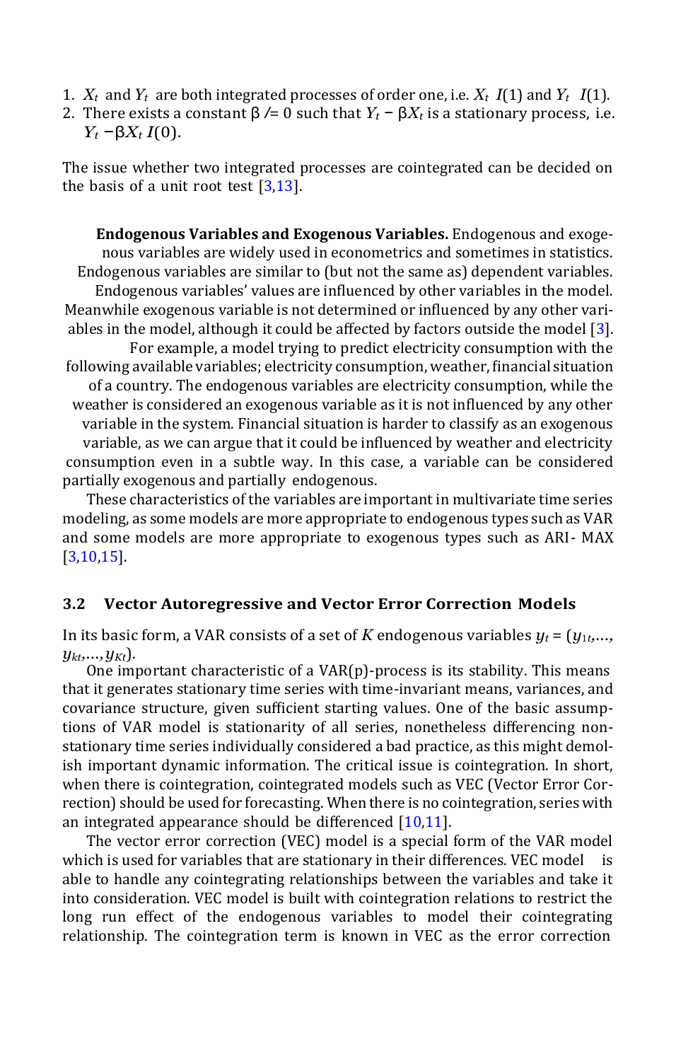1. $X_t$ and $Y_t$ are both integrated processes of order one, i.e. $X_t$ $I(1)$ and $Y_t$ $I(1)$.
2. There exists a constant $\beta \neq 0$ such that $Y_t - \beta X_t$ is a stationary process, i.e. $Y_t - \beta X_t$ $I(0)$.

The issue whether two integrated processes are cointegrated can be decided on the basis of a unit root test [3,13].

**Endogenous Variables and Exogenous Variables.** Endogenous and exogenous variables are widely used in econometrics and sometimes in statistics. Endogenous variables are similar to (but not the same as) dependent variables. Endogenous variables' values are influenced by other variables in the model. Meanwhile exogenous variable is not determined or influenced by any other variables in the model, although it could be affected by factors outside the model [3]. For example, a model trying to predict electricity consumption with the following available variables; electricity consumption, weather, financial situation of a country. The endogenous variables are electricity consumption, while the weather is considered an exogenous variable as it is not influenced by any other variable in the system. Financial situation is harder to classify as an exogenous variable, as we can argue that it could be influenced by weather and electricity consumption even in a subtle way. In this case, a variable can be considered partially exogenous and partially endogenous.

These characteristics of the variables are important in multivariate time series modeling, as some models are more appropriate to endogenous types such as VAR and some models are more appropriate to exogenous types such as ARI- MAX [3,10,15].

### 3.2 Vector Autoregressive and Vector Error Correction Models

In its basic form, a VAR consists of a set of $K$ endogenous variables $y_t = (y_{1t},\ldots, y_{kt},\ldots,y_{Kt})$.

One important characteristic of a VAR(p)-process is its stability. This means that it generates stationary time series with time-invariant means, variances, and covariance structure, given sufficient starting values. One of the basic assumptions of VAR model is stationarity of all series, nonetheless differencing non-stationary time series individually considered a bad practice, as this might demolish important dynamic information. The critical issue is cointegration. In short, when there is cointegration, cointegrated models such as VEC (Vector Error Correction) should be used for forecasting. When there is no cointegration, series with an integrated appearance should be differenced [10,11].

The vector error correction (VEC) model is a special form of the VAR model which is used for variables that are stationary in their differences. VEC model is able to handle any cointegrating relationships between the variables and take it into consideration. VEC model is built with cointegration relations to restrict the long run effect of the endogenous variables to model their cointegrating relationship. The cointegration term is known in VEC as the error correction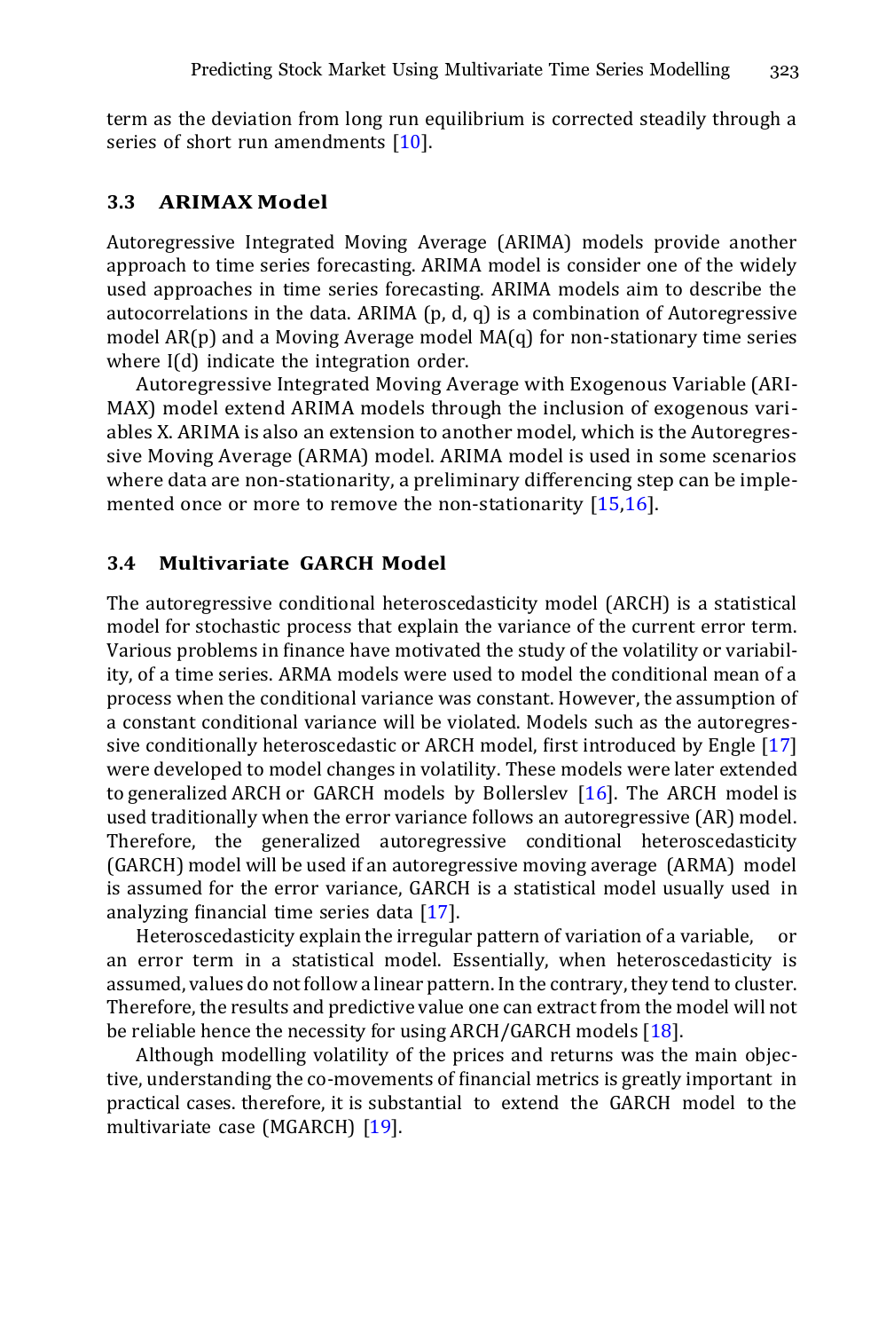term as the deviation from long run equilibrium is corrected steadily through a series of short run amendments [10].

### 3.3 ARIMAX Model

Autoregressive Integrated Moving Average (ARIMA) models provide another approach to time series forecasting. ARIMA model is consider one of the widely used approaches in time series forecasting. ARIMA models aim to describe the autocorrelations in the data. ARIMA (p, d, q) is a combination of Autoregressive model AR(p) and a Moving Average model MA(q) for non-stationary time series where I(d) indicate the integration order.

Autoregressive Integrated Moving Average with Exogenous Variable (ARIMAX) model extend ARIMA models through the inclusion of exogenous variables X. ARIMA is also an extension to another model, which is the Autoregressive Moving Average (ARMA) model. ARIMA model is used in some scenarios where data are non-stationarity, a preliminary differencing step can be implemented once or more to remove the non-stationarity [15,16].

### 3.4 Multivariate GARCH Model

The autoregressive conditional heteroscedasticity model (ARCH) is a statistical model for stochastic process that explain the variance of the current error term. Various problems in finance have motivated the study of the volatility or variability, of a time series. ARMA models were used to model the conditional mean of a process when the conditional variance was constant. However, the assumption of a constant conditional variance will be violated. Models such as the autoregressive conditionally heteroscedastic or ARCH model, first introduced by Engle [17] were developed to model changes in volatility. These models were later extended to generalized ARCH or GARCH models by Bollerslev [16]. The ARCH model is used traditionally when the error variance follows an autoregressive (AR) model. Therefore, the generalized autoregressive conditional heteroscedasticity (GARCH) model will be used if an autoregressive moving average (ARMA) model is assumed for the error variance, GARCH is a statistical model usually used in analyzing financial time series data [17].

Heteroscedasticity explain the irregular pattern of variation of a variable, or an error term in a statistical model. Essentially, when heteroscedasticity is assumed, values do not follow a linear pattern. In the contrary, they tend to cluster. Therefore, the results and predictive value one can extract from the model will not be reliable hence the necessity for using ARCH/GARCH models [18].

Although modelling volatility of the prices and returns was the main objective, understanding the co-movements of financial metrics is greatly important in practical cases. therefore, it is substantial to extend the GARCH model to the multivariate case (MGARCH) [19].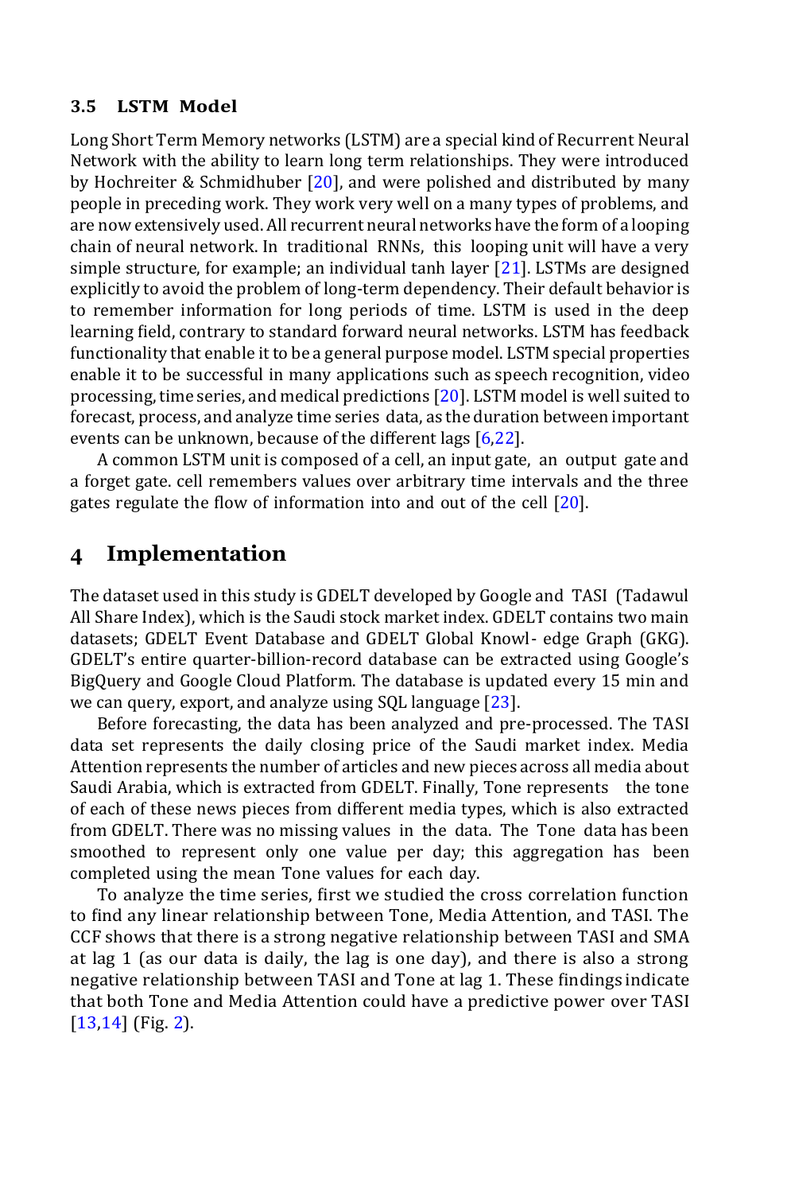### 3.5 LSTM Model

Long Short Term Memory networks (LSTM) are a special kind of Recurrent Neural Network with the ability to learn long term relationships. They were introduced by Hochreiter & Schmidhuber [20], and were polished and distributed by many people in preceding work. They work very well on a many types of problems, and are now extensively used. All recurrent neural networks have the form of a looping chain of neural network. In traditional RNNs, this looping unit will have a very simple structure, for example; an individual tanh layer [21]. LSTMs are designed explicitly to avoid the problem of long-term dependency. Their default behavior is to remember information for long periods of time. LSTM is used in the deep learning field, contrary to standard forward neural networks. LSTM has feedback functionality that enable it to be a general purpose model. LSTM special properties enable it to be successful in many applications such as speech recognition, video processing, time series, and medical predictions [20]. LSTM model is well suited to forecast, process, and analyze time series data, as the duration between important events can be unknown, because of the different lags [6,22].

A common LSTM unit is composed of a cell, an input gate, an output gate and a forget gate. cell remembers values over arbitrary time intervals and the three gates regulate the flow of information into and out of the cell [20].

## 4 Implementation

The dataset used in this study is GDELT developed by Google and TASI (Tadawul All Share Index), which is the Saudi stock market index. GDELT contains two main datasets; GDELT Event Database and GDELT Global Knowl- edge Graph (GKG). GDELT's entire quarter-billion-record database can be extracted using Google's BigQuery and Google Cloud Platform. The database is updated every 15 min and we can query, export, and analyze using SQL language [23].

Before forecasting, the data has been analyzed and pre-processed. The TASI data set represents the daily closing price of the Saudi market index. Media Attention represents the number of articles and new pieces across all media about Saudi Arabia, which is extracted from GDELT. Finally, Tone represents the tone of each of these news pieces from different media types, which is also extracted from GDELT. There was no missing values in the data. The Tone data has been smoothed to represent only one value per day; this aggregation has been completed using the mean Tone values for each day.

To analyze the time series, first we studied the cross correlation function to find any linear relationship between Tone, Media Attention, and TASI. The CCF shows that there is a strong negative relationship between TASI and SMA at lag 1 (as our data is daily, the lag is one day), and there is also a strong negative relationship between TASI and Tone at lag 1. These findings indicate that both Tone and Media Attention could have a predictive power over TASI [13,14] (Fig. 2).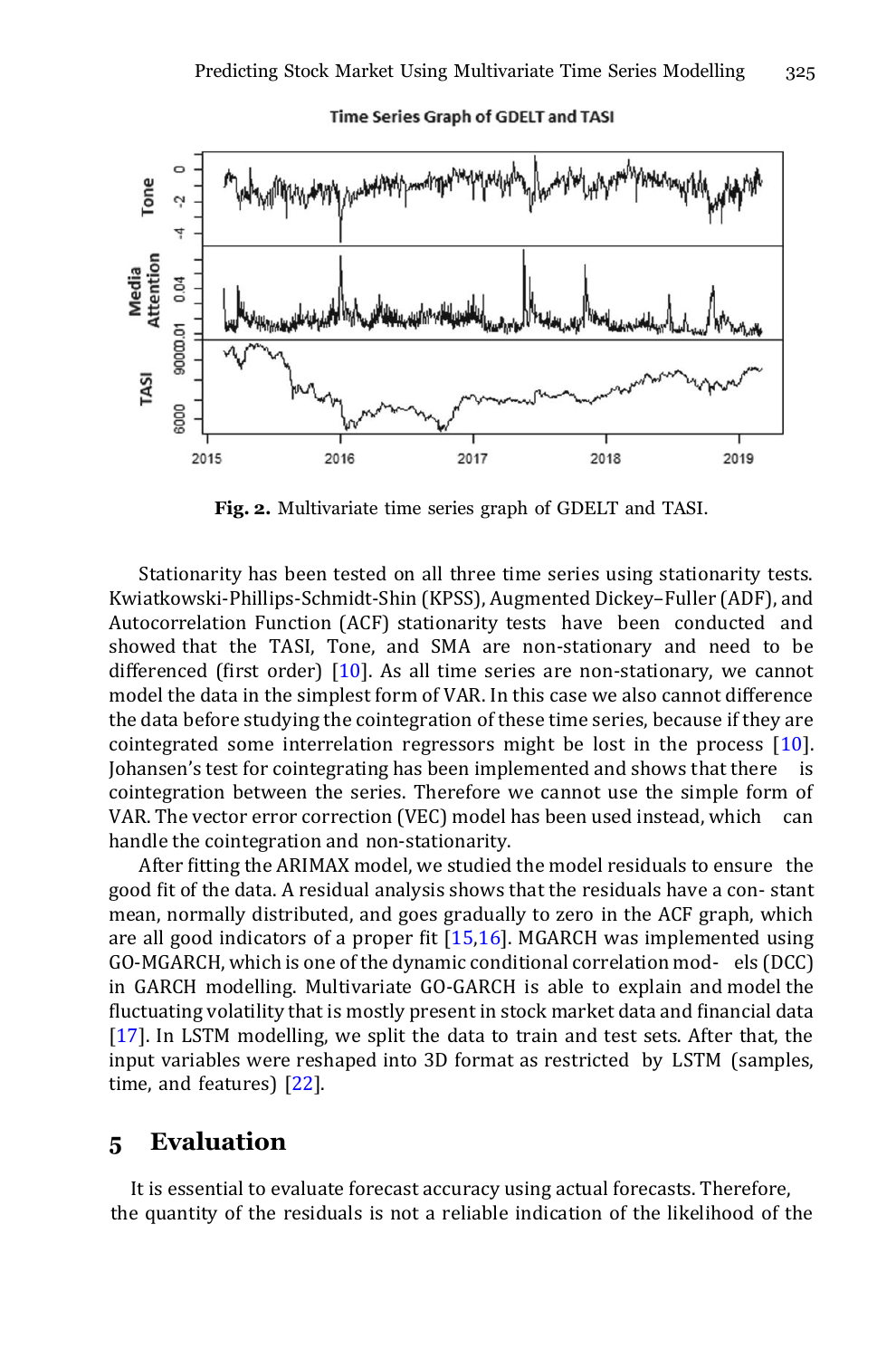Fig. 2. Multivariate time series graph of GDELT and TASI.

Stationarity has been tested on all three time series using stationarity tests. Kwiatkowski-Phillips-Schmidt-Shin (KPSS), Augmented Dickey–Fuller (ADF), and Autocorrelation Function (ACF) stationarity tests have been conducted and showed that the TASI, Tone, and SMA are non-stationary and need to be differenced (first order) [10]. As all time series are non-stationary, we cannot model the data in the simplest form of VAR. In this case we also cannot difference the data before studying the cointegration of these time series, because if they are cointegrated some interrelation regressors might be lost in the process [10]. Johansen's test for cointegrating has been implemented and shows that there is cointegration between the series. Therefore we cannot use the simple form of VAR. The vector error correction (VEC) model has been used instead, which can handle the cointegration and non-stationarity.

After fitting the ARIMAX model, we studied the model residuals to ensure the good fit of the data. A residual analysis shows that the residuals have a con- stant mean, normally distributed, and goes gradually to zero in the ACF graph, which are all good indicators of a proper fit [15,16]. MGARCH was implemented using GO-MGARCH, which is one of the dynamic conditional correlation mod- els (DCC) in GARCH modelling. Multivariate GO-GARCH is able to explain and model the fluctuating volatility that is mostly present in stock market data and financial data [17]. In LSTM modelling, we split the data to train and test sets. After that, the input variables were reshaped into 3D format as restricted by LSTM (samples, time, and features) [22].

## 5 Evaluation

It is essential to evaluate forecast accuracy using actual forecasts. Therefore, the quantity of the residuals is not a reliable indication of the likelihood of the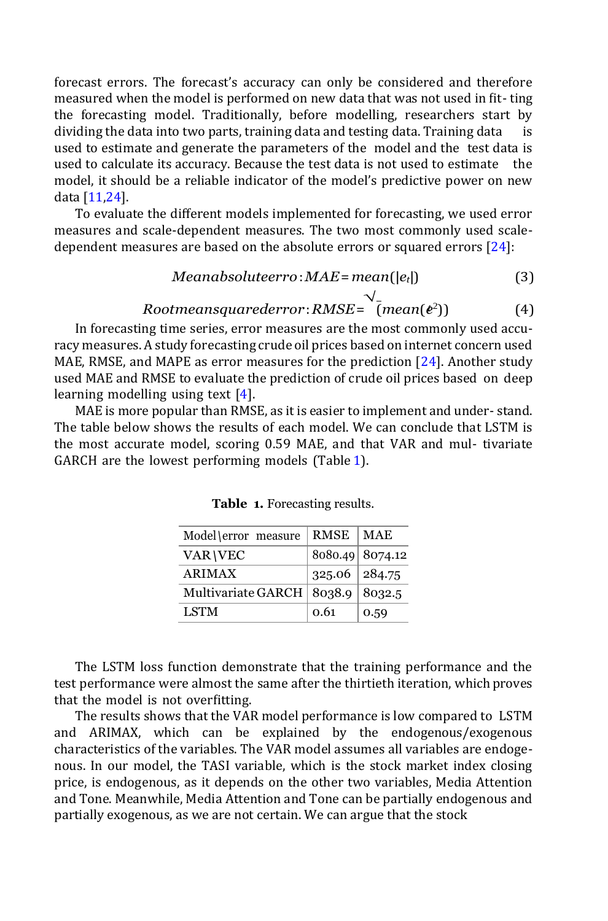forecast errors. The forecast's accuracy can only be considered and therefore measured when the model is performed on new data that was not used in fit- ting the forecasting model. Traditionally, before modelling, researchers start by dividing the data into two parts, training data and testing data. Training data is used to estimate and generate the parameters of the model and the test data is used to calculate its accuracy. Because the test data is not used to estimate the model, it should be a reliable indicator of the model's predictive power on new data [11,24].

To evaluate the different models implemented for forecasting, we used error measures and scale-dependent measures. The two most commonly used scale-dependent measures are based on the absolute errors or squared errors [24]:

$$Meanabsoluteerro: MAE = mean(|e_t|) \tag{3}$$

$$Rootmeansquarederror: RMSE = \sqrt{(mean(e_t^2))} \tag{4}$$

In forecasting time series, error measures are the most commonly used accuracy measures. A study forecasting crude oil prices based on internet concern used MAE, RMSE, and MAPE as error measures for the prediction [24]. Another study used MAE and RMSE to evaluate the prediction of crude oil prices based on deep learning modelling using text [4].

MAE is more popular than RMSE, as it is easier to implement and under- stand. The table below shows the results of each model. We can conclude that LSTM is the most accurate model, scoring 0.59 MAE, and that VAR and mul- tivariate GARCH are the lowest performing models (Table 1).

**Table 1.** Forecasting results.

| Model\error measure | RMSE | MAE |
|---|---|---|
| VAR\VEC | 8080.49 | 8074.12 |
| ARIMAX | 325.06 | 284.75 |
| Multivariate GARCH | 8038.9 | 8032.5 |
| LSTM | 0.61 | 0.59 |

The LSTM loss function demonstrate that the training performance and the test performance were almost the same after the thirtieth iteration, which proves that the model is not overfitting.

The results shows that the VAR model performance is low compared to LSTM and ARIMAX, which can be explained by the endogenous/exogenous characteristics of the variables. The VAR model assumes all variables are endogenous. In our model, the TASI variable, which is the stock market index closing price, is endogenous, as it depends on the other two variables, Media Attention and Tone. Meanwhile, Media Attention and Tone can be partially endogenous and partially exogenous, as we are not certain. We can argue that the stock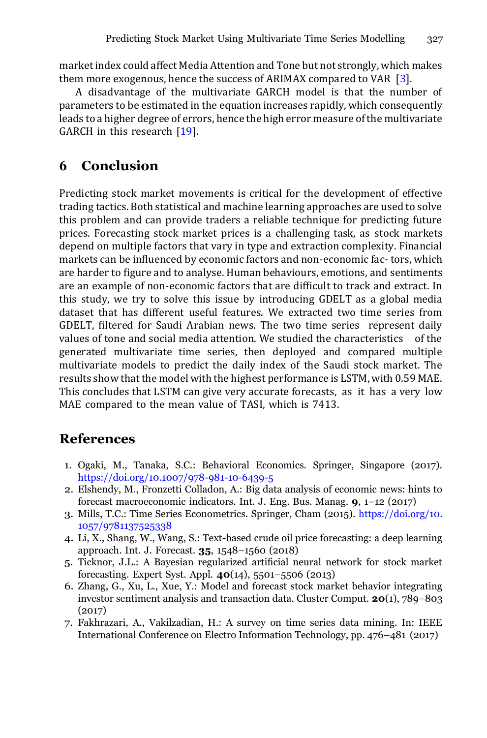market index could affect Media Attention and Tone but not strongly, which makes them more exogenous, hence the success of ARIMAX compared to VAR [3].

A disadvantage of the multivariate GARCH model is that the number of parameters to be estimated in the equation increases rapidly, which consequently leads to a higher degree of errors, hence the high error measure of the multivariate GARCH in this research [19].

## 6 Conclusion

Predicting stock market movements is critical for the development of effective trading tactics. Both statistical and machine learning approaches are used to solve this problem and can provide traders a reliable technique for predicting future prices. Forecasting stock market prices is a challenging task, as stock markets depend on multiple factors that vary in type and extraction complexity. Financial markets can be influenced by economic factors and non-economic fac- tors, which are harder to figure and to analyse. Human behaviours, emotions, and sentiments are an example of non-economic factors that are difficult to track and extract. In this study, we try to solve this issue by introducing GDELT as a global media dataset that has different useful features. We extracted two time series from GDELT, filtered for Saudi Arabian news. The two time series represent daily values of tone and social media attention. We studied the characteristics of the generated multivariate time series, then deployed and compared multiple multivariate models to predict the daily index of the Saudi stock market. The results show that the model with the highest performance is LSTM, with 0.59 MAE. This concludes that LSTM can give very accurate forecasts, as it has a very low MAE compared to the mean value of TASI, which is 7413.

## References

1. Ogaki, M., Tanaka, S.C.: Behavioral Economics. Springer, Singapore (2017). https://doi.org/10.1007/978-981-10-6439-5
2. Elshendy, M., Fronzetti Colladon, A.: Big data analysis of economic news: hints to forecast macroeconomic indicators. Int. J. Eng. Bus. Manag. **9**, 1–12 (2017)
3. Mills, T.C.: Time Series Econometrics. Springer, Cham (2015). https://doi.org/10.1057/9781137525338
4. Li, X., Shang, W., Wang, S.: Text-based crude oil price forecasting: a deep learning approach. Int. J. Forecast. **35**, 1548–1560 (2018)
5. Ticknor, J.L.: A Bayesian regularized artificial neural network for stock market forecasting. Expert Syst. Appl. **40**(14), 5501–5506 (2013)
6. Zhang, G., Xu, L., Xue, Y.: Model and forecast stock market behavior integrating investor sentiment analysis and transaction data. Cluster Comput. **20**(1), 789–803 (2017)
7. Fakhrazari, A., Vakilzadian, H.: A survey on time series data mining. In: IEEE International Conference on Electro Information Technology, pp. 476–481 (2017)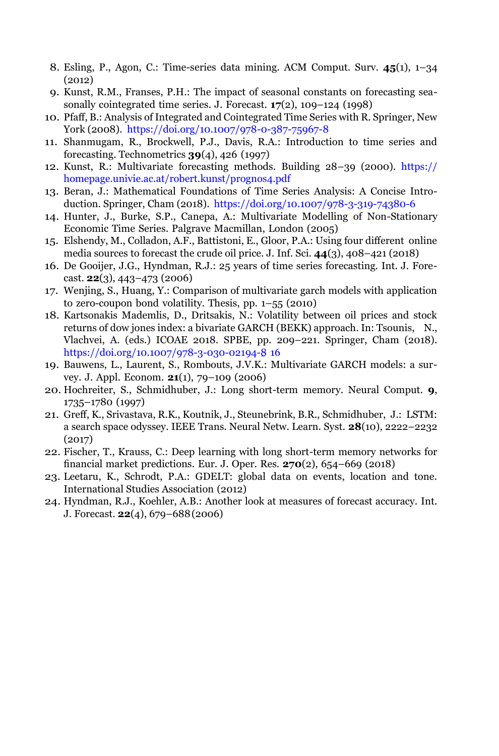8. Esling, P., Agon, C.: Time-series data mining. ACM Comput. Surv. **45**(1), 1–34 (2012)
9. Kunst, R.M., Franses, P.H.: The impact of seasonal constants on forecasting seasonally cointegrated time series. J. Forecast. **17**(2), 109–124 (1998)
10. Pfaff, B.: Analysis of Integrated and Cointegrated Time Series with R. Springer, New York (2008). https://doi.org/10.1007/978-0-387-75967-8
11. Shanmugam, R., Brockwell, P.J., Davis, R.A.: Introduction to time series and forecasting. Technometrics **39**(4), 426 (1997)
12. Kunst, R.: Multivariate forecasting methods. Building 28–39 (2000). https://homepage.univie.ac.at/robert.kunst/prognos4.pdf
13. Beran, J.: Mathematical Foundations of Time Series Analysis: A Concise Introduction. Springer, Cham (2018). https://doi.org/10.1007/978-3-319-74380-6
14. Hunter, J., Burke, S.P., Canepa, A.: Multivariate Modelling of Non-Stationary Economic Time Series. Palgrave Macmillan, London (2005)
15. Elshendy, M., Colladon, A.F., Battistoni, E., Gloor, P.A.: Using four different online media sources to forecast the crude oil price. J. Inf. Sci. **44**(3), 408–421 (2018)
16. De Gooijer, J.G., Hyndman, R.J.: 25 years of time series forecasting. Int. J. Forecast. **22**(3), 443–473 (2006)
17. Wenjing, S., Huang, Y.: Comparison of multivariate garch models with application to zero-coupon bond volatility. Thesis, pp. 1–55 (2010)
18. Kartsonakis Mademlis, D., Dritsakis, N.: Volatility between oil prices and stock returns of dow jones index: a bivariate GARCH (BEKK) approach. In: Tsounis, N., Vlachvei, A. (eds.) ICOAE 2018. SPBE, pp. 209–221. Springer, Cham (2018). https://doi.org/10.1007/978-3-030-02194-8 16
19. Bauwens, L., Laurent, S., Rombouts, J.V.K.: Multivariate GARCH models: a survey. J. Appl. Econom. **21**(1), 79–109 (2006)
20. Hochreiter, S., Schmidhuber, J.: Long short-term memory. Neural Comput. **9**, 1735–1780 (1997)
21. Greff, K., Srivastava, R.K., Koutnik, J., Steunebrink, B.R., Schmidhuber, J.: LSTM: a search space odyssey. IEEE Trans. Neural Netw. Learn. Syst. **28**(10), 2222–2232 (2017)
22. Fischer, T., Krauss, C.: Deep learning with long short-term memory networks for financial market predictions. Eur. J. Oper. Res. **270**(2), 654–669 (2018)
23. Leetaru, K., Schrodt, P.A.: GDELT: global data on events, location and tone. International Studies Association (2012)
24. Hyndman, R.J., Koehler, A.B.: Another look at measures of forecast accuracy. Int. J. Forecast. **22**(4), 679–688 (2006)